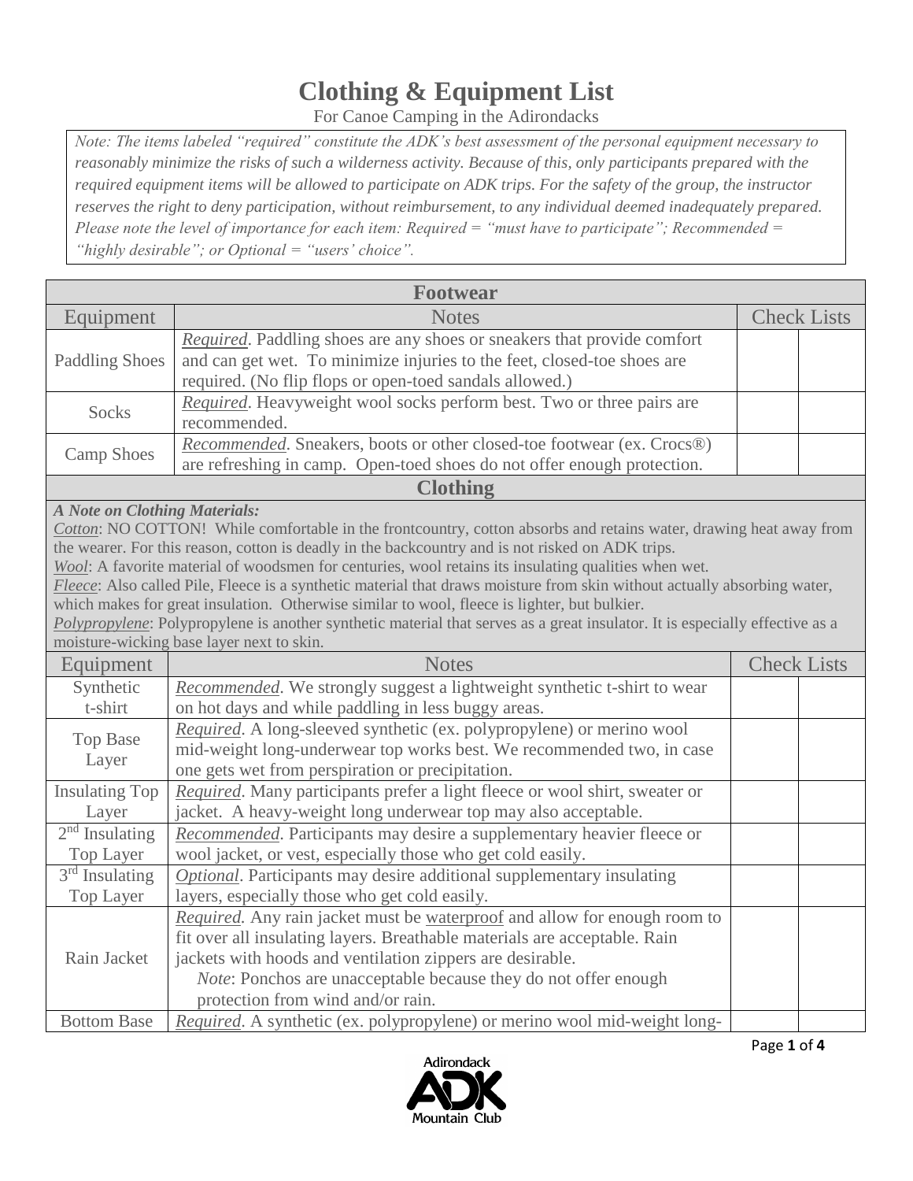# Clothing & Equipment List

For Canoe Camping in the Adirondacks

*Note: The items labeled "required" constitute the ADK's best assessment of the personal equipment necessary to reasonably minimize the risks of such a wilderness activity. Because of this, only participants prepared with the required equipment items will be allowed to participate on ADK trips. For the safety of the group, the instructor reserves the right to deny participation, without reimbursement, to any individual deemed inadequately prepared. Please note the level of importance for each item: Required = "must have to participate"; Recommended = "highly desirable"; or Optional = "users' choice".*

## Footwear

| Equipment | Notes | Check Lists | |
|---|---|---|---|
| Paddling Shoes | *Required*. Paddling shoes are any shoes or sneakers that provide comfort and can get wet. To minimize injuries to the feet, closed-toe shoes are required. (No flip flops or open-toed sandals allowed.) | | |
| Socks | *Required*. Heavyweight wool socks perform best. Two or three pairs are recommended. | | |
| Camp Shoes | *Recommended*. Sneakers, boots or other closed-toe footwear (ex. Crocs®) are refreshing in camp. Open-toed shoes do not offer enough protection. | | |

## Clothing

***A Note on Clothing Materials:***

*Cotton*: NO COTTON! While comfortable in the frontcountry, cotton absorbs and retains water, drawing heat away from the wearer. For this reason, cotton is deadly in the backcountry and is not risked on ADK trips.

*Wool*: A favorite material of woodsmen for centuries, wool retains its insulating qualities when wet.

*Fleece*: Also called Pile, Fleece is a synthetic material that draws moisture from skin without actually absorbing water, which makes for great insulation. Otherwise similar to wool, fleece is lighter, but bulkier.

*Polypropylene*: Polypropylene is another synthetic material that serves as a great insulator. It is especially effective as a moisture-wicking base layer next to skin.

| Equipment | Notes | Check Lists | |
|---|---|---|---|
| Synthetic t-shirt | *Recommended*. We strongly suggest a lightweight synthetic t-shirt to wear on hot days and while paddling in less buggy areas. | | |
| Top Base Layer | *Required*. A long-sleeved synthetic (ex. polypropylene) or merino wool mid-weight long-underwear top works best. We recommended two, in case one gets wet from perspiration or precipitation. | | |
| Insulating Top Layer | *Required*. Many participants prefer a light fleece or wool shirt, sweater or jacket. A heavy-weight long underwear top may also acceptable. | | |
| 2nd Insulating Top Layer | *Recommended*. Participants may desire a supplementary heavier fleece or wool jacket, or vest, especially those who get cold easily. | | |
| 3rd Insulating Top Layer | *Optional*. Participants may desire additional supplementary insulating layers, especially those who get cold easily. | | |
| Rain Jacket | *Required.* Any rain jacket must be waterproof and allow for enough room to fit over all insulating layers. Breathable materials are acceptable. Rain jackets with hoods and ventilation zippers are desirable. *Note*: Ponchos are unacceptable because they do not offer enough protection from wind and/or rain. | | |
| Bottom Base | *Required*. A synthetic (ex. polypropylene) or merino wool mid-weight long- | | |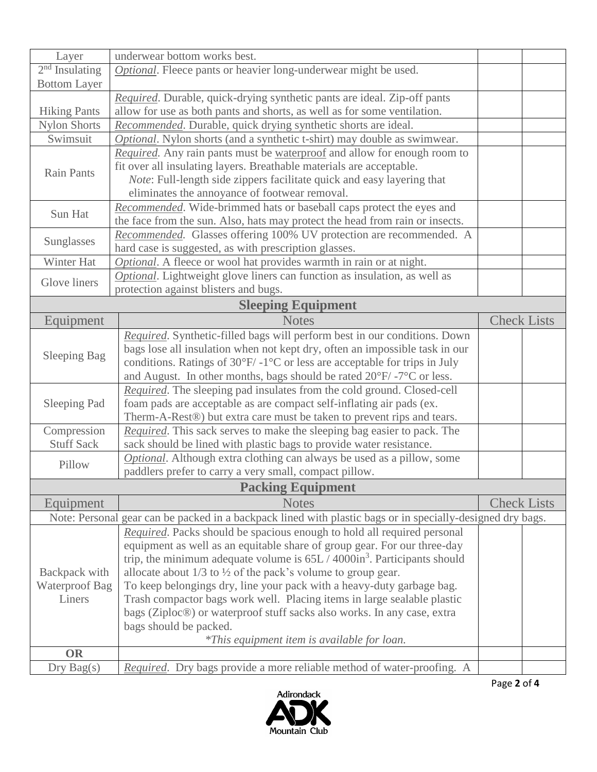| Layer | underwear bottom works best. | | |
|---|---|---|---|
| 2nd Insulating Bottom Layer | *Optional*. Fleece pants or heavier long-underwear might be used. | | |
| Hiking Pants | *Required*. Durable, quick-drying synthetic pants are ideal. Zip-off pants allow for use as both pants and shorts, as well as for some ventilation. | | |
| Nylon Shorts | *Recommended*. Durable, quick drying synthetic shorts are ideal. | | |
| Swimsuit | *Optional*. Nylon shorts (and a synthetic t-shirt) may double as swimwear. | | |
| Rain Pants | *Required.* Any rain pants must be waterproof and allow for enough room to fit over all insulating layers. Breathable materials are acceptable. *Note*: Full-length side zippers facilitate quick and easy layering that eliminates the annoyance of footwear removal. | | |
| Sun Hat | *Recommended*. Wide-brimmed hats or baseball caps protect the eyes and the face from the sun. Also, hats may protect the head from rain or insects. | | |
| Sunglasses | *Recommended.* Glasses offering 100% UV protection are recommended. A hard case is suggested, as with prescription glasses. | | |
| Winter Hat | *Optional*. A fleece or wool hat provides warmth in rain or at night. | | |
| Glove liners | *Optional*. Lightweight glove liners can function as insulation, as well as protection against blisters and bugs. | | |

## Sleeping Equipment

| Equipment | Notes | Check Lists | |
|---|---|---|---|
| Sleeping Bag | *Required*. Synthetic-filled bags will perform best in our conditions. Down bags lose all insulation when not kept dry, often an impossible task in our conditions. Ratings of 30°F/ -1°C or less are acceptable for trips in July and August. In other months, bags should be rated 20°F/ -7°C or less. | | |
| Sleeping Pad | *Required*. The sleeping pad insulates from the cold ground. Closed-cell foam pads are acceptable as are compact self-inflating air pads (ex. Therm-A-Rest®) but extra care must be taken to prevent rips and tears. | | |
| Compression Stuff Sack | *Required*. This sack serves to make the sleeping bag easier to pack. The sack should be lined with plastic bags to provide water resistance. | | |
| Pillow | *Optional*. Although extra clothing can always be used as a pillow, some paddlers prefer to carry a very small, compact pillow. | | |

## Packing Equipment

| Equipment | Notes | Check Lists | |
|---|---|---|---|
| Note: Personal gear can be packed in a backpack lined with plastic bags or in specially-designed dry bags. | | | |
| Backpack with Waterproof Bag Liners | *Required*. Packs should be spacious enough to hold all required personal equipment as well as an equitable share of group gear. For our three-day trip, the minimum adequate volume is 65L / 4000in$^3$. Participants should allocate about 1/3 to ½ of the pack's volume to group gear. To keep belongings dry, line your pack with a heavy-duty garbage bag. Trash compactor bags work well. Placing items in large sealable plastic bags (Ziploc®) or waterproof stuff sacks also works. In any case, extra bags should be packed. *\*This equipment item is available for loan.* | | |
| **OR** | | | |
| Dry Bag(s) | *Required*. Dry bags provide a more reliable method of water-proofing. A | | |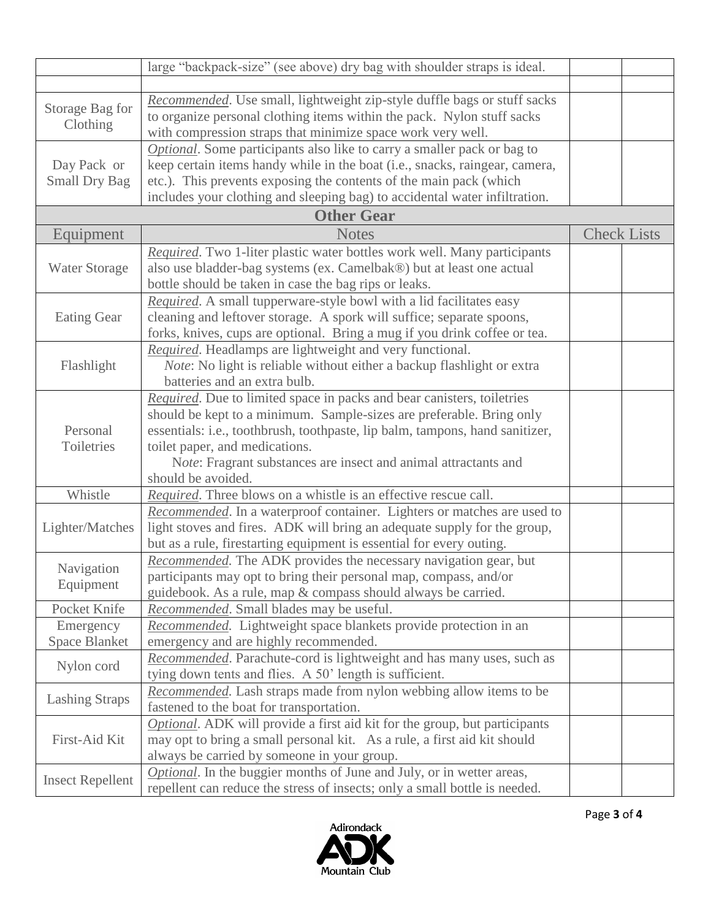| | | | |
|---|---|---|---|
| | large "backpack-size" (see above) dry bag with shoulder straps is ideal. | | |
| | | | |
| Storage Bag for Clothing | _Recommended_. Use small, lightweight zip-style duffle bags or stuff sacks to organize personal clothing items within the pack. Nylon stuff sacks with compression straps that minimize space work very well. | | |
| Day Pack or Small Dry Bag | _Optional_. Some participants also like to carry a smaller pack or bag to keep certain items handy while in the boat (i.e., snacks, raingear, camera, etc.). This prevents exposing the contents of the main pack (which includes your clothing and sleeping bag) to accidental water infiltration. | | |

**Other Gear**

| Equipment | Notes | Check Lists | |
|---|---|---|---|
| Water Storage | _Required_. Two 1-liter plastic water bottles work well. Many participants also use bladder-bag systems (ex. Camelbak®) but at least one actual bottle should be taken in case the bag rips or leaks. | | |
| Eating Gear | _Required_. A small tupperware-style bowl with a lid facilitates easy cleaning and leftover storage. A spork will suffice; separate spoons, forks, knives, cups are optional. Bring a mug if you drink coffee or tea. | | |
| Flashlight | _Required_. Headlamps are lightweight and very functional. *Note*: No light is reliable without either a backup flashlight or extra batteries and an extra bulb. | | |
| Personal Toiletries | _Required_. Due to limited space in packs and bear canisters, toiletries should be kept to a minimum. Sample-sizes are preferable. Bring only essentials: i.e., toothbrush, toothpaste, lip balm, tampons, hand sanitizer, toilet paper, and medications. N*ote*: Fragrant substances are insect and animal attractants and should be avoided. | | |
| Whistle | _Required_. Three blows on a whistle is an effective rescue call. | | |
| Lighter/Matches | _Recommended_. In a waterproof container. Lighters or matches are used to light stoves and fires. ADK will bring an adequate supply for the group, but as a rule, firestarting equipment is essential for every outing. | | |
| Navigation Equipment | _Recommended_. The ADK provides the necessary navigation gear, but participants may opt to bring their personal map, compass, and/or guidebook. As a rule, map & compass should always be carried. | | |
| Pocket Knife | _Recommended_. Small blades may be useful. | | |
| Emergency Space Blanket | _Recommended_. Lightweight space blankets provide protection in an emergency and are highly recommended. | | |
| Nylon cord | _Recommended_. Parachute-cord is lightweight and has many uses, such as tying down tents and flies. A 50' length is sufficient. | | |
| Lashing Straps | _Recommended_. Lash straps made from nylon webbing allow items to be fastened to the boat for transportation. | | |
| First-Aid Kit | _Optional_. ADK will provide a first aid kit for the group, but participants may opt to bring a small personal kit. As a rule, a first aid kit should always be carried by someone in your group. | | |
| Insect Repellent | _Optional_. In the buggier months of June and July, or in wetter areas, repellent can reduce the stress of insects; only a small bottle is needed. | | |

Adirondack ADK Mountain Club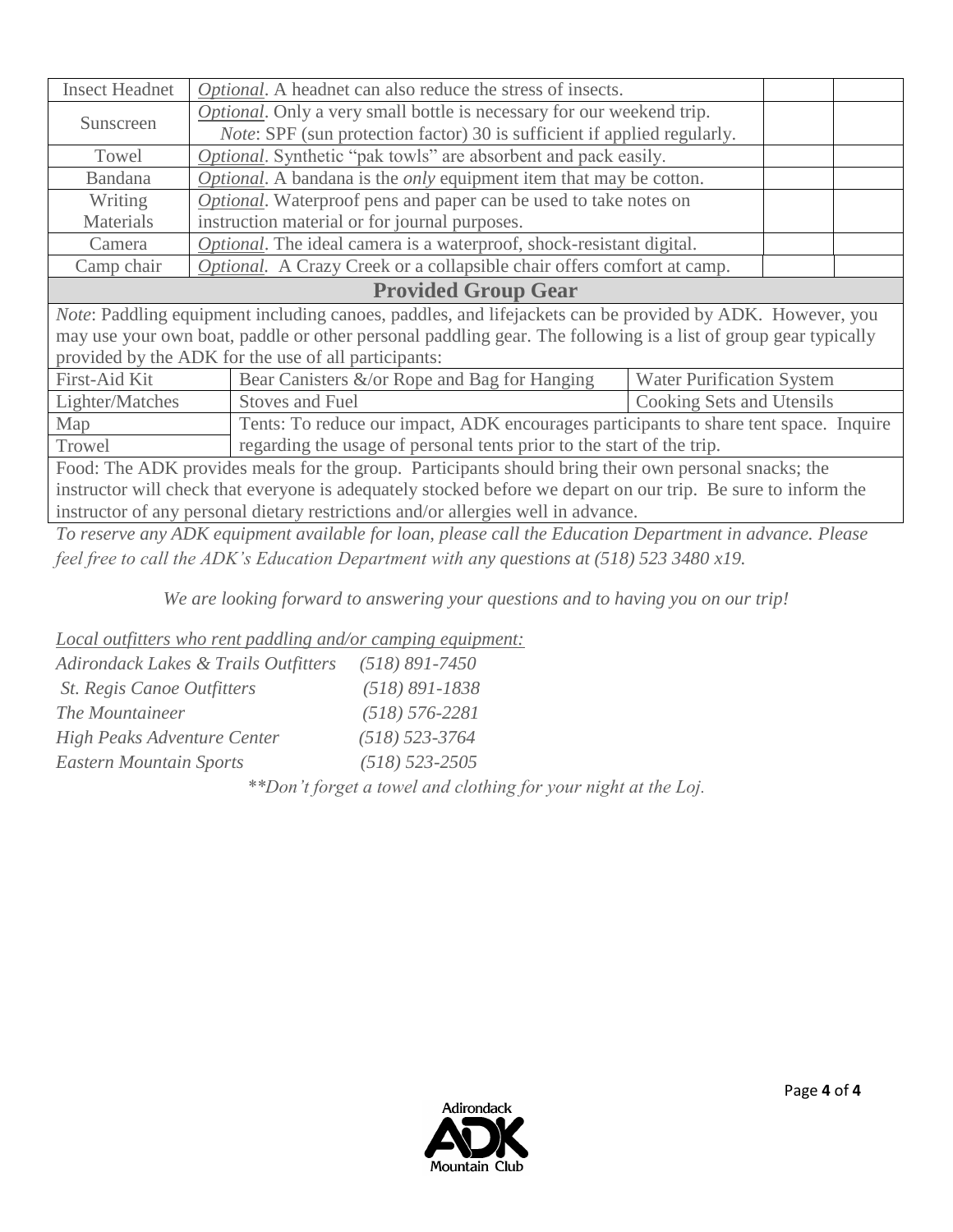| | | | |
|---|---|---|---|
| Insect Headnet | *Optional*. A headnet can also reduce the stress of insects. | | |
| Sunscreen | *Optional*. Only a very small bottle is necessary for our weekend trip. *Note*: SPF (sun protection factor) 30 is sufficient if applied regularly. | | |
| Towel | *Optional*. Synthetic "pak towls" are absorbent and pack easily. | | |
| Bandana | *Optional*. A bandana is the *only* equipment item that may be cotton. | | |
| Writing Materials | *Optional*. Waterproof pens and paper can be used to take notes on instruction material or for journal purposes. | | |
| Camera | *Optional*. The ideal camera is a waterproof, shock-resistant digital. | | |
| Camp chair | *Optional*. A Crazy Creek or a collapsible chair offers comfort at camp. | | |

## Provided Group Gear

*Note*: Paddling equipment including canoes, paddles, and lifejackets can be provided by ADK. However, you may use your own boat, paddle or other personal paddling gear. The following is a list of group gear typically provided by the ADK for the use of all participants:

| | | |
|---|---|---|
| First-Aid Kit | Bear Canisters &/or Rope and Bag for Hanging | Water Purification System |
| Lighter/Matches | Stoves and Fuel | Cooking Sets and Utensils |
| Map | Tents: To reduce our impact, ADK encourages participants to share tent space. Inquire regarding the usage of personal tents prior to the start of the trip. | |
| Trowel | | |

Food: The ADK provides meals for the group. Participants should bring their own personal snacks; the instructor will check that everyone is adequately stocked before we depart on our trip. Be sure to inform the instructor of any personal dietary restrictions and/or allergies well in advance.

*To reserve any ADK equipment available for loan, please call the Education Department in advance. Please feel free to call the ADK's Education Department with any questions at (518) 523 3480 x19.*

*We are looking forward to answering your questions and to having you on our trip!*

*Local outfitters who rent paddling and/or camping equipment:*

*Adirondack Lakes & Trails Outfitters (518) 891-7450*
*St. Regis Canoe Outfitters (518) 891-1838*
*The Mountaineer (518) 576-2281*
*High Peaks Adventure Center (518) 523-3764*
*Eastern Mountain Sports (518) 523-2505*

*\*\*Don't forget a towel and clothing for your night at the Loj.*